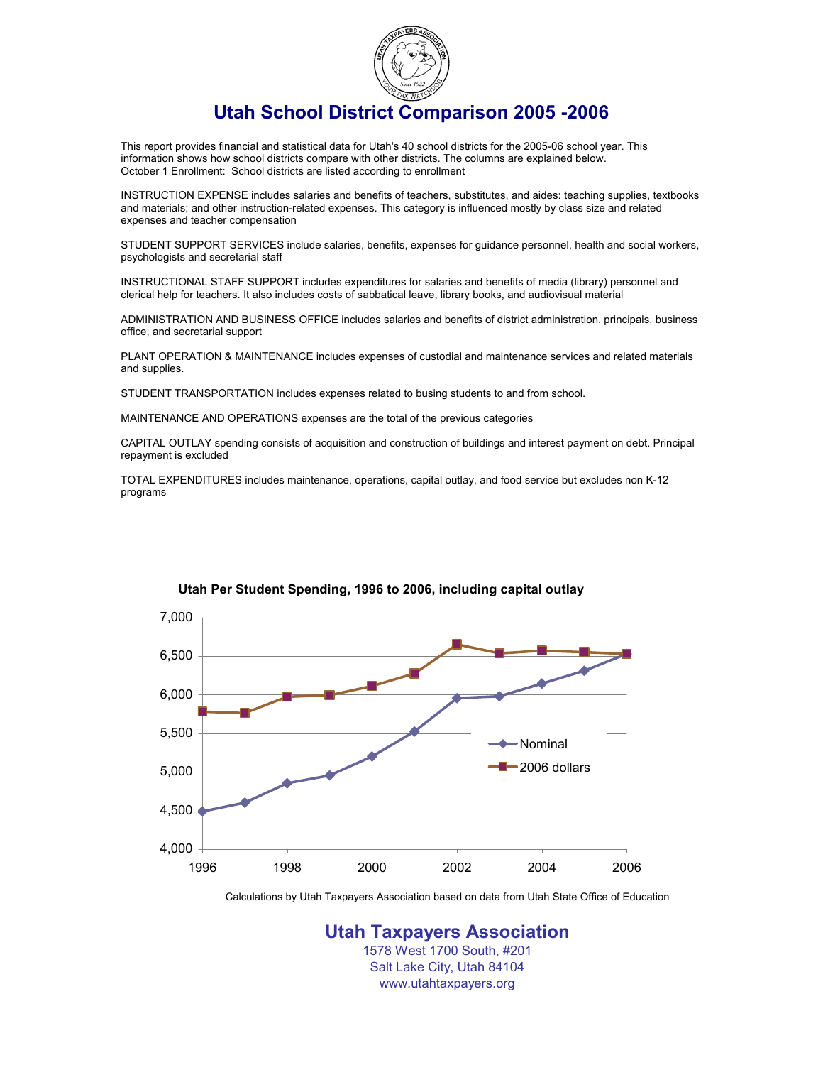# Utah School District Comparison 2005 -2006

This report provides financial and statistical data for Utah's 40 school districts for the 2005-06 school year. This information shows how school districts compare with other districts. The columns are explained below.
October 1 Enrollment: School districts are listed according to enrollment

INSTRUCTION EXPENSE includes salaries and benefits of teachers, substitutes, and aides: teaching supplies, textbooks and materials; and other instruction-related expenses. This category is influenced mostly by class size and related expenses and teacher compensation

STUDENT SUPPORT SERVICES include salaries, benefits, expenses for guidance personnel, health and social workers, psychologists and secretarial staff

INSTRUCTIONAL STAFF SUPPORT includes expenditures for salaries and benefits of media (library) personnel and clerical help for teachers. It also includes costs of sabbatical leave, library books, and audiovisual material

ADMINISTRATION AND BUSINESS OFFICE includes salaries and benefits of district administration, principals, business office, and secretarial support

PLANT OPERATION & MAINTENANCE includes expenses of custodial and maintenance services and related materials and supplies.

STUDENT TRANSPORTATION includes expenses related to busing students to and from school.

MAINTENANCE AND OPERATIONS expenses are the total of the previous categories

CAPITAL OUTLAY spending consists of acquisition and construction of buildings and interest payment on debt. Principal repayment is excluded

TOTAL EXPENDITURES includes maintenance, operations, capital outlay, and food service but excludes non K-12 programs

**Utah Per Student Spending, 1996 to 2006, including capital outlay**

Legend: Nominal; 2006 dollars

Y-axis: 4,000 – 7,000; X-axis: 1996 – 2006

Calculations by Utah Taxpayers Association based on data from Utah State Office of Education

**Utah Taxpayers Association**
1578 West 1700 South, #201
Salt Lake City, Utah 84104
www.utahtaxpayers.org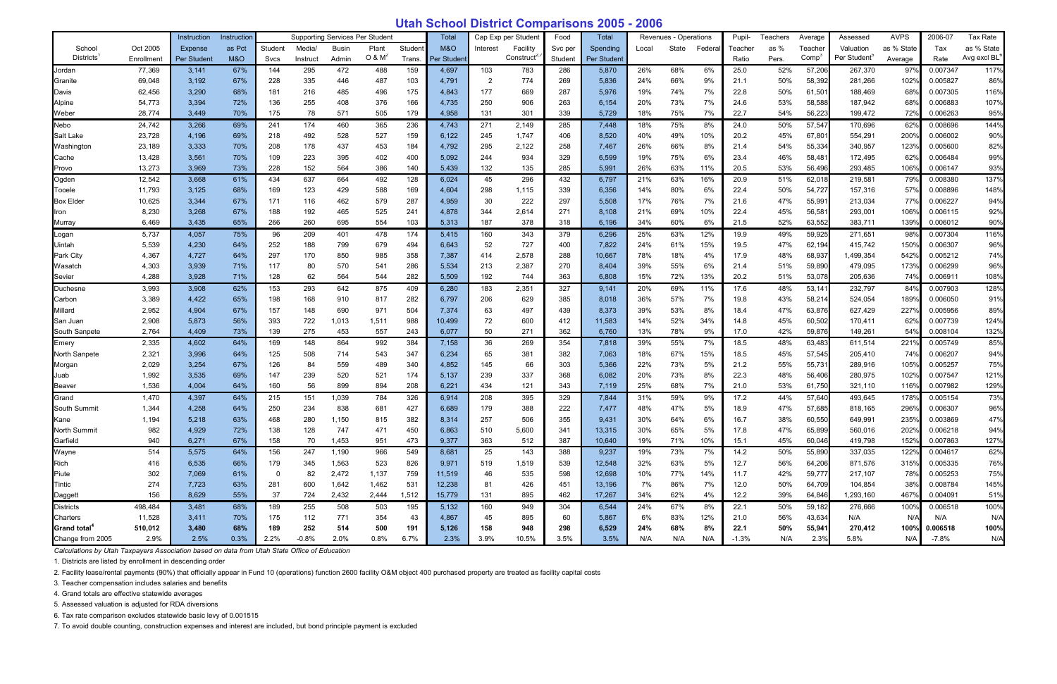# Utah School District Comparisons 2005 - 2006

| School Districts[1] | Oct 2005 Enrollment | Instruction Expense Per Student | Instruction as Pct M&O | Supporting Services Per Student: Student Svcs | Media/ Instruct | Busin Admin | Plant O & M[2] | Student Trans. | Total M&O Per Student | Cap Exp per Student: Interest | Facility Construct[2,7] | Food Svc per Student | Total Spending Per Student | Revenues - Operations: Local | State | Federal | Pupil-Teacher Ratio | Teachers as % Pers. | Average Teacher Comp[3] | Assessed Valuation Per Student[5] | AVPS as % State Average | 2006-07 Tax Rate | Tax Rate as % State Avg excl BL[6] |
|---|---|---|---|---|---|---|---|---|---|---|---|---|---|---|---|---|---|---|---|---|---|---|---|
| Jordan | 77,369 | 3,141 | 67% | 144 | 295 | 472 | 488 | 159 | 4,697 | 103 | 783 | 286 | 5,870 | 26% | 68% | 6% | 25.0 | 52% | 57,206 | 267,370 | 97% | 0.007347 | 117% |
| Granite | 69,048 | 3,192 | 67% | 228 | 335 | 446 | 487 | 103 | 4,791 | 2 | 774 | 269 | 5,836 | 24% | 66% | 9% | 21.1 | 50% | 58,392 | 281,266 | 102% | 0.005827 | 86% |
| Davis | 62,456 | 3,290 | 68% | 181 | 216 | 485 | 496 | 175 | 4,843 | 177 | 669 | 287 | 5,976 | 19% | 74% | 7% | 22.8 | 50% | 61,501 | 188,469 | 68% | 0.007305 | 116% |
| Alpine | 54,773 | 3,394 | 72% | 136 | 255 | 408 | 376 | 166 | 4,735 | 250 | 906 | 263 | 6,154 | 20% | 73% | 7% | 24.6 | 53% | 58,588 | 187,942 | 68% | 0.006883 | 107% |
| Weber | 28,774 | 3,449 | 70% | 175 | 78 | 571 | 505 | 179 | 4,958 | 131 | 301 | 339 | 5,729 | 18% | 75% | 7% | 22.7 | 54% | 56,223 | 199,472 | 72% | 0.006263 | 95% |
| Nebo | 24,742 | 3,266 | 69% | 241 | 174 | 460 | 365 | 236 | 4,743 | 271 | 2,149 | 285 | 7,448 | 18% | 75% | 8% | 24.0 | 50% | 57,547 | 170,696 | 62% | 0.008696 | 144% |
| Salt Lake | 23,728 | 4,196 | 69% | 218 | 492 | 528 | 527 | 159 | 6,122 | 245 | 1,747 | 406 | 8,520 | 40% | 49% | 10% | 20.2 | 45% | 67,801 | 554,291 | 200% | 0.006002 | 90% |
| Washington | 23,189 | 3,333 | 70% | 208 | 178 | 437 | 453 | 184 | 4,792 | 295 | 2,122 | 258 | 7,467 | 26% | 66% | 8% | 21.4 | 54% | 55,334 | 340,957 | 123% | 0.005600 | 82% |
| Cache | 13,428 | 3,561 | 70% | 109 | 223 | 395 | 402 | 400 | 5,092 | 244 | 934 | 329 | 6,599 | 19% | 75% | 6% | 23.4 | 46% | 58,481 | 172,495 | 62% | 0.006484 | 99% |
| Provo | 13,273 | 3,969 | 73% | 228 | 152 | 564 | 386 | 140 | 5,439 | 132 | 135 | 285 | 5,991 | 26% | 63% | 11% | 20.5 | 53% | 56,496 | 293,485 | 106% | 0.006147 | 93% |
| Ogden | 12,542 | 3,668 | 61% | 434 | 637 | 664 | 492 | 128 | 6,024 | 45 | 296 | 432 | 6,797 | 21% | 63% | 16% | 20.9 | 51% | 62,018 | 219,581 | 79% | 0.008380 | 137% |
| Tooele | 11,793 | 3,125 | 68% | 169 | 123 | 429 | 588 | 169 | 4,604 | 298 | 1,115 | 339 | 6,356 | 14% | 80% | 6% | 22.4 | 50% | 54,727 | 157,316 | 57% | 0.008896 | 148% |
| Box Elder | 10,625 | 3,344 | 67% | 171 | 116 | 462 | 579 | 287 | 4,959 | 30 | 222 | 297 | 5,508 | 17% | 76% | 7% | 21.6 | 47% | 55,991 | 213,034 | 77% | 0.006227 | 94% |
| Iron | 8,230 | 3,268 | 67% | 188 | 192 | 465 | 525 | 241 | 4,878 | 344 | 2,614 | 271 | 8,108 | 21% | 69% | 10% | 22.4 | 45% | 56,581 | 293,001 | 106% | 0.006115 | 92% |
| Murray | 6,469 | 3,435 | 65% | 266 | 260 | 695 | 554 | 103 | 5,313 | 187 | 378 | 318 | 6,196 | 34% | 60% | 6% | 21.5 | 52% | 63,552 | 383,711 | 139% | 0.006012 | 90% |
| Logan | 5,737 | 4,057 | 75% | 96 | 209 | 401 | 478 | 174 | 5,415 | 160 | 343 | 379 | 6,296 | 25% | 63% | 12% | 19.9 | 49% | 59,925 | 271,651 | 98% | 0.007304 | 116% |
| Uintah | 5,539 | 4,230 | 64% | 252 | 188 | 799 | 679 | 494 | 6,643 | 52 | 727 | 400 | 7,822 | 24% | 61% | 15% | 19.5 | 47% | 62,194 | 415,742 | 150% | 0.006307 | 96% |
| Park City | 4,367 | 4,727 | 64% | 297 | 170 | 850 | 985 | 358 | 7,387 | 414 | 2,578 | 288 | 10,667 | 78% | 18% | 4% | 17.9 | 48% | 68,937 | 1,499,354 | 542% | 0.005212 | 74% |
| Wasatch | 4,303 | 3,939 | 71% | 117 | 80 | 570 | 541 | 286 | 5,534 | 213 | 2,387 | 270 | 8,404 | 39% | 55% | 6% | 21.4 | 51% | 59,890 | 479,095 | 173% | 0.006299 | 96% |
| Sevier | 4,288 | 3,928 | 71% | 128 | 62 | 564 | 544 | 282 | 5,509 | 192 | 744 | 363 | 6,808 | 15% | 72% | 13% | 20.2 | 51% | 53,078 | 205,636 | 74% | 0.006911 | 108% |
| Duchesne | 3,993 | 3,908 | 62% | 153 | 293 | 642 | 875 | 409 | 6,280 | 183 | 2,351 | 327 | 9,141 | 20% | 69% | 11% | 17.6 | 48% | 53,141 | 232,797 | 84% | 0.007903 | 128% |
| Carbon | 3,389 | 4,422 | 65% | 198 | 168 | 910 | 817 | 282 | 6,797 | 206 | 629 | 385 | 8,018 | 36% | 57% | 7% | 19.8 | 43% | 58,214 | 524,054 | 189% | 0.006050 | 91% |
| Millard | 2,952 | 4,904 | 67% | 157 | 148 | 690 | 971 | 504 | 7,374 | 63 | 497 | 439 | 8,373 | 39% | 53% | 8% | 18.4 | 47% | 63,876 | 627,429 | 227% | 0.005956 | 89% |
| San Juan | 2,908 | 5,873 | 56% | 393 | 722 | 1,013 | 1,511 | 988 | 10,499 | 72 | 600 | 412 | 11,583 | 14% | 52% | 34% | 14.8 | 45% | 60,502 | 170,411 | 62% | 0.007739 | 124% |
| South Sanpete | 2,764 | 4,409 | 73% | 139 | 275 | 453 | 557 | 243 | 6,077 | 50 | 271 | 362 | 6,760 | 13% | 78% | 9% | 17.0 | 42% | 59,876 | 149,261 | 54% | 0.008104 | 132% |
| Emery | 2,335 | 4,602 | 64% | 169 | 148 | 864 | 992 | 384 | 7,158 | 36 | 269 | 354 | 7,818 | 39% | 55% | 7% | 18.5 | 48% | 63,483 | 611,514 | 221% | 0.005749 | 85% |
| North Sanpete | 2,321 | 3,996 | 64% | 125 | 508 | 714 | 543 | 347 | 6,234 | 65 | 381 | 382 | 7,063 | 18% | 67% | 15% | 18.5 | 45% | 57,545 | 205,410 | 74% | 0.006207 | 94% |
| Morgan | 2,029 | 3,254 | 67% | 126 | 84 | 559 | 489 | 340 | 4,852 | 145 | 66 | 303 | 5,366 | 22% | 73% | 5% | 21.2 | 55% | 55,731 | 289,916 | 105% | 0.005257 | 75% |
| Juab | 1,992 | 3,535 | 69% | 147 | 239 | 520 | 521 | 174 | 5,137 | 239 | 337 | 368 | 6,082 | 20% | 73% | 8% | 22.3 | 48% | 56,406 | 280,975 | 102% | 0.007547 | 121% |
| Beaver | 1,536 | 4,004 | 64% | 160 | 56 | 899 | 894 | 208 | 6,221 | 434 | 121 | 343 | 7,119 | 25% | 68% | 7% | 21.0 | 53% | 61,750 | 321,110 | 116% | 0.007982 | 129% |
| Grand | 1,470 | 4,397 | 64% | 215 | 151 | 1,039 | 784 | 326 | 6,914 | 208 | 395 | 329 | 7,844 | 31% | 59% | 9% | 17.2 | 44% | 57,640 | 493,645 | 178% | 0.005154 | 73% |
| South Summit | 1,344 | 4,258 | 64% | 250 | 234 | 838 | 681 | 427 | 6,689 | 179 | 388 | 222 | 7,477 | 48% | 47% | 5% | 18.9 | 47% | 57,685 | 818,165 | 296% | 0.006307 | 96% |
| Kane | 1,194 | 5,218 | 63% | 468 | 280 | 1,150 | 815 | 382 | 8,314 | 257 | 506 | 355 | 9,431 | 30% | 64% | 6% | 16.7 | 38% | 60,550 | 649,991 | 235% | 0.003869 | 47% |
| North Summit | 982 | 4,929 | 72% | 138 | 128 | 747 | 471 | 450 | 6,863 | 510 | 5,600 | 341 | 13,315 | 30% | 65% | 5% | 17.8 | 47% | 65,899 | 560,016 | 202% | 0.006218 | 94% |
| Garfield | 940 | 6,271 | 67% | 158 | 70 | 1,453 | 951 | 473 | 9,377 | 363 | 512 | 387 | 10,640 | 19% | 71% | 10% | 15.1 | 45% | 60,046 | 419,798 | 152% | 0.007863 | 127% |
| Wayne | 514 | 5,575 | 64% | 156 | 247 | 1,190 | 966 | 549 | 8,681 | 25 | 143 | 388 | 9,237 | 19% | 73% | 7% | 14.2 | 50% | 55,890 | 337,035 | 122% | 0.004617 | 62% |
| Rich | 416 | 6,535 | 66% | 179 | 345 | 1,563 | 523 | 826 | 9,971 | 519 | 1,519 | 539 | 12,548 | 32% | 63% | 5% | 12.7 | 56% | 64,206 | 871,576 | 315% | 0.005335 | 76% |
| Piute | 302 | 7,069 | 61% | 0 | 82 | 2,472 | 1,137 | 759 | 11,519 | 46 | 535 | 598 | 12,698 | 10% | 77% | 14% | 11.7 | 42% | 59,777 | 217,107 | 78% | 0.005253 | 75% |
| Tintic | 274 | 7,723 | 63% | 281 | 600 | 1,642 | 1,462 | 531 | 12,238 | 81 | 426 | 451 | 13,196 | 7% | 86% | 7% | 12.0 | 50% | 64,709 | 104,854 | 38% | 0.008784 | 145% |
| Daggett | 156 | 8,629 | 55% | 37 | 724 | 2,432 | 2,444 | 1,512 | 15,779 | 131 | 895 | 462 | 17,267 | 34% | 62% | 4% | 12.2 | 39% | 64,846 | 1,293,160 | 467% | 0.004091 | 51% |
| Districts | 498,484 | 3,481 | 68% | 189 | 255 | 508 | 503 | 195 | 5,132 | 160 | 949 | 304 | 6,544 | 24% | 67% | 8% | 22.1 | 50% | 59,182 | 276,666 | 100% | 0.006518 | 100% |
| Charters | 11,528 | 3,411 | 70% | 175 | 112 | 771 | 354 | 43 | 4,867 | 45 | 895 | 60 | 5,867 | 6% | 83% | 12% | 21.0 | 56% | 43,634 | N/A | N/A | N/A | N/A |
| **Grand total[4]** | **510,012** | **3,480** | **68%** | **189** | **252** | **514** | **500** | **191** | **5,126** | **158** | **948** | **298** | **6,529** | **24%** | **68%** | **8%** | **22.1** | **50%** | **55,941** | **270,412** | **100%** | **0.006518** | **100%** |
| Change from 2005 | 2.9% | 2.5% | 0.3% | 2.2% | -0.8% | 2.0% | 0.8% | 6.7% | 2.3% | 3.9% | 10.5% | 3.5% | 3.5% | N/A | N/A | N/A | -1.3% | N/A | 2.3% | 5.8% | N/A | -7.8% | N/A |

*Calculations by Utah Taxpayers Association based on data from Utah State Office of Education*

1. Districts are listed by enrollment in descending order
2. Facility lease/rental payments (90%) that officially appear in Fund 10 (operations) function 2600 facility O&M object 400 purchased property are treated as facility capital costs
3. Teacher compensation includes salaries and benefits
4. Grand totals are effective statewide averages
5. Assessed valuation is adjusted for RDA diversions
6. Tax rate comparison excludes statewide basic levy of 0.001515
7. To avoid double counting, construction expenses and interest are included, but bond principle payment is excluded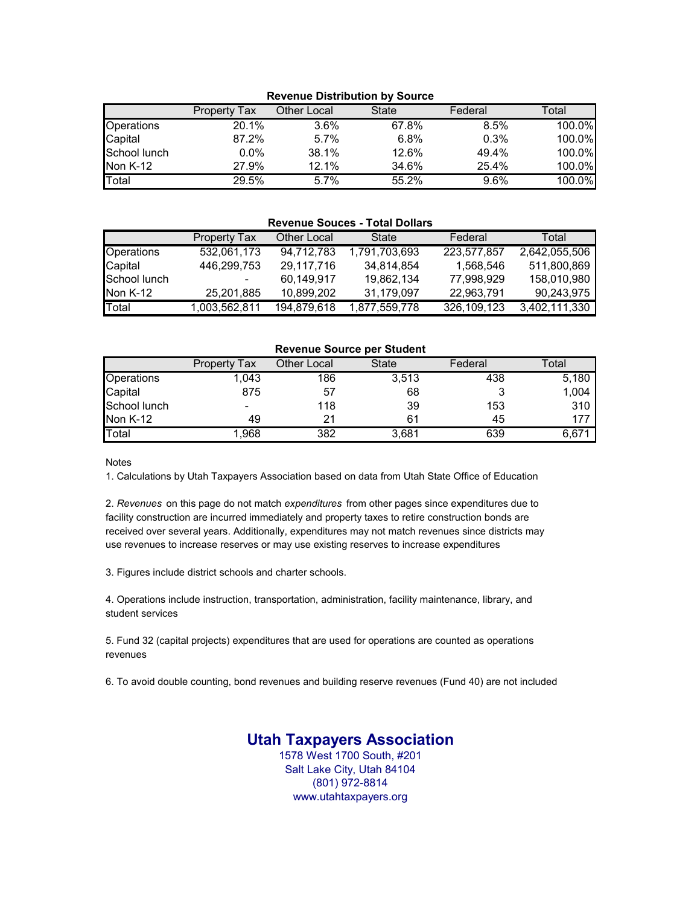**Revenue Distribution by Source**

| | Property Tax | Other Local | State | Federal | Total |
|---|---|---|---|---|---|
| Operations | 20.1% | 3.6% | 67.8% | 8.5% | 100.0% |
| Capital | 87.2% | 5.7% | 6.8% | 0.3% | 100.0% |
| School lunch | 0.0% | 38.1% | 12.6% | 49.4% | 100.0% |
| Non K-12 | 27.9% | 12.1% | 34.6% | 25.4% | 100.0% |
| Total | 29.5% | 5.7% | 55.2% | 9.6% | 100.0% |

**Revenue Souces - Total Dollars**

| | Property Tax | Other Local | State | Federal | Total |
|---|---|---|---|---|---|
| Operations | 532,061,173 | 94,712,783 | 1,791,703,693 | 223,577,857 | 2,642,055,506 |
| Capital | 446,299,753 | 29,117,716 | 34,814,854 | 1,568,546 | 511,800,869 |
| School lunch | - | 60,149,917 | 19,862,134 | 77,998,929 | 158,010,980 |
| Non K-12 | 25,201,885 | 10,899,202 | 31,179,097 | 22,963,791 | 90,243,975 |
| Total | 1,003,562,811 | 194,879,618 | 1,877,559,778 | 326,109,123 | 3,402,111,330 |

**Revenue Source per Student**

| | Property Tax | Other Local | State | Federal | Total |
|---|---|---|---|---|---|
| Operations | 1,043 | 186 | 3,513 | 438 | 5,180 |
| Capital | 875 | 57 | 68 | 3 | 1,004 |
| School lunch | - | 118 | 39 | 153 | 310 |
| Non K-12 | 49 | 21 | 61 | 45 | 177 |
| Total | 1,968 | 382 | 3,681 | 639 | 6,671 |

Notes

1. Calculations by Utah Taxpayers Association based on data from Utah State Office of Education

2. *Revenues* on this page do not match *expenditures* from other pages since expenditures due to facility construction are incurred immediately and property taxes to retire construction bonds are received over several years. Additionally, expenditures may not match revenues since districts may use revenues to increase reserves or may use existing reserves to increase expenditures

3. Figures include district schools and charter schools.

4. Operations include instruction, transportation, administration, facility maintenance, library, and student services

5. Fund 32 (capital projects) expenditures that are used for operations are counted as operations revenues

6. To avoid double counting, bond revenues and building reserve revenues (Fund 40) are not included

## Utah Taxpayers Association

1578 West 1700 South, #201
Salt Lake City, Utah 84104
(801) 972-8814
www.utahtaxpayers.org